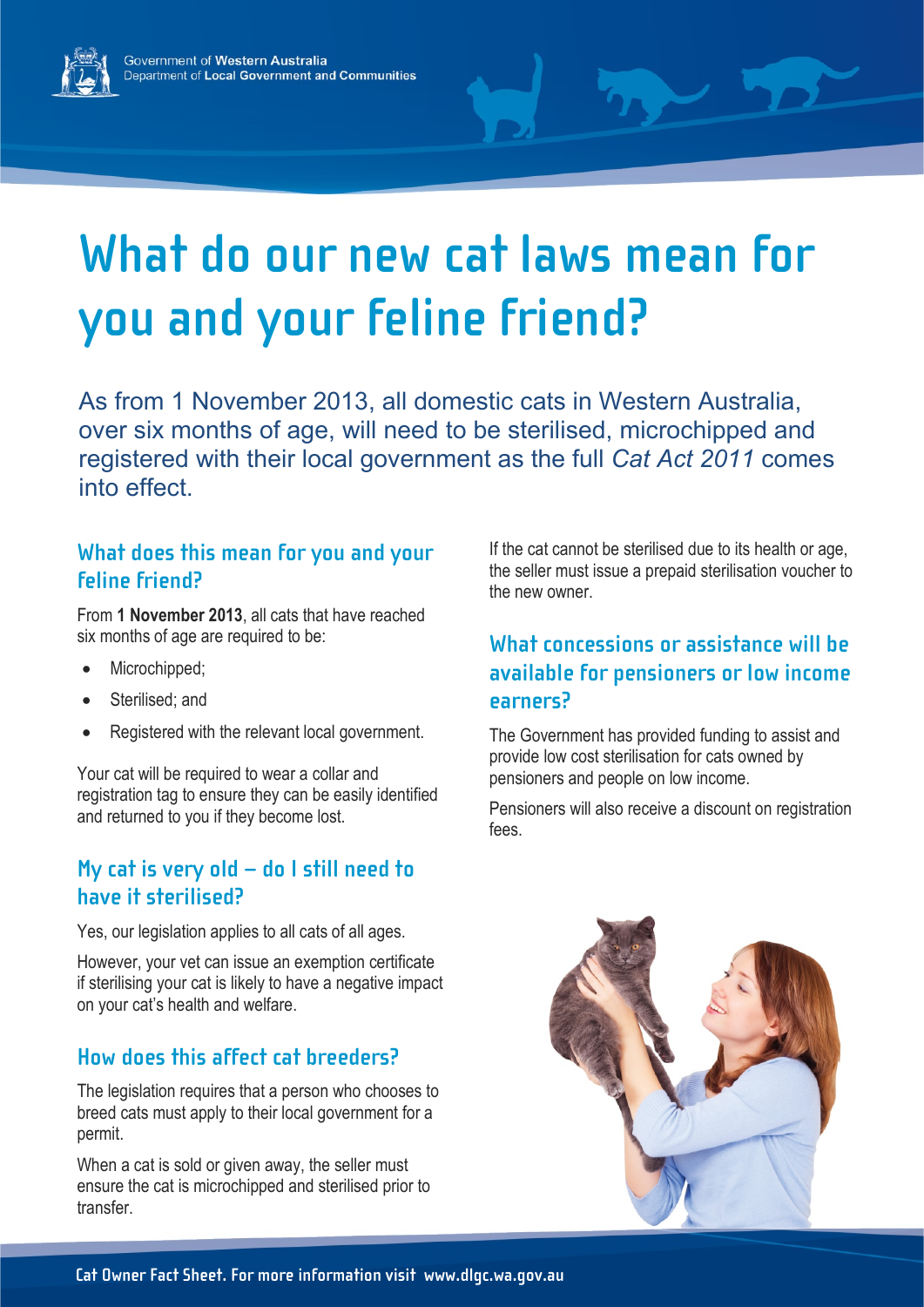Government of Western Australia
Department of Local Government and Communities

# What do our new cat laws mean for you and your feline friend?

As from 1 November 2013, all domestic cats in Western Australia, over six months of age, will need to be sterilised, microchipped and registered with their local government as the full *Cat Act 2011* comes into effect.

## What does this mean for you and your feline friend?

From **1 November 2013**, all cats that have reached six months of age are required to be:

- Microchipped;
- Sterilised; and
- Registered with the relevant local government.

Your cat will be required to wear a collar and registration tag to ensure they can be easily identified and returned to you if they become lost.

## My cat is very old – do I still need to have it sterilised?

Yes, our legislation applies to all cats of all ages.

However, your vet can issue an exemption certificate if sterilising your cat is likely to have a negative impact on your cat's health and welfare.

## How does this affect cat breeders?

The legislation requires that a person who chooses to breed cats must apply to their local government for a permit.

When a cat is sold or given away, the seller must ensure the cat is microchipped and sterilised prior to transfer.

If the cat cannot be sterilised due to its health or age, the seller must issue a prepaid sterilisation voucher to the new owner.

## What concessions or assistance will be available for pensioners or low income earners?

The Government has provided funding to assist and provide low cost sterilisation for cats owned by pensioners and people on low income.

Pensioners will also receive a discount on registration fees.

Cat Owner Fact Sheet. For more information visit www.dlgc.wa.gov.au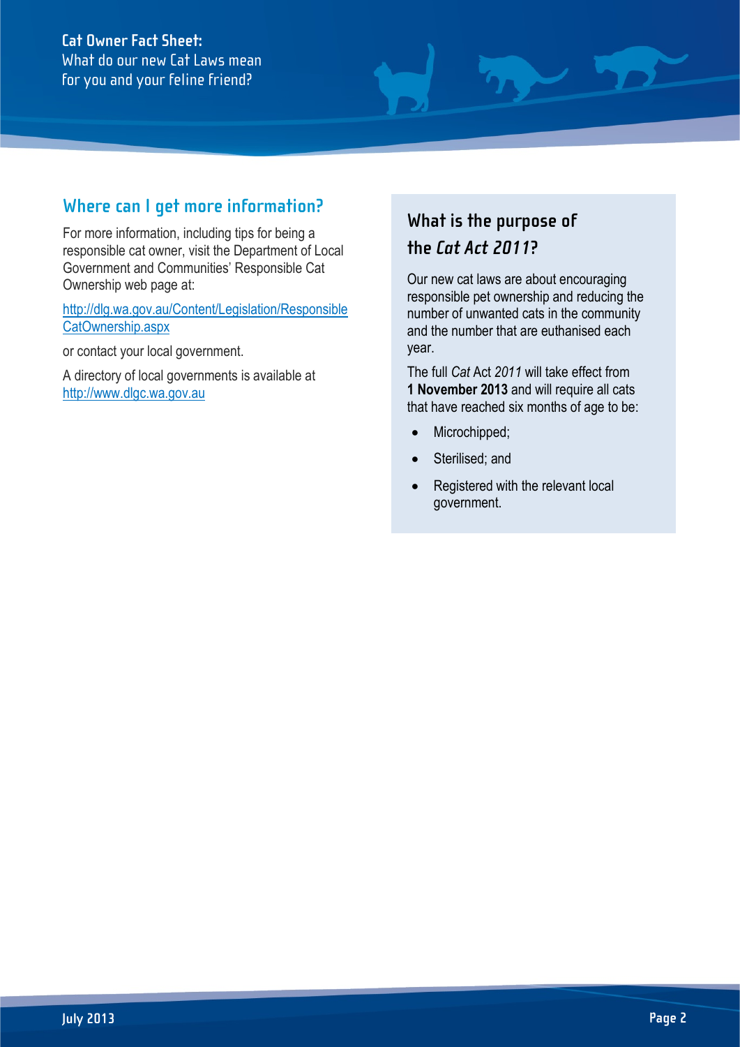## Where can I get more information?

For more information, including tips for being a responsible cat owner, visit the Department of Local Government and Communities' Responsible Cat Ownership web page at:

http://dlg.wa.gov.au/Content/Legislation/ResponsibleCatOwnership.aspx

or contact your local government.

A directory of local governments is available at http://www.dlgc.wa.gov.au

## What is the purpose of the *Cat Act 2011*?

Our new cat laws are about encouraging responsible pet ownership and reducing the number of unwanted cats in the community and the number that are euthanised each year.

The full *Cat* Act *2011* will take effect from **1 November 2013** and will require all cats that have reached six months of age to be:

- Microchipped;
- Sterilised; and
- Registered with the relevant local government.